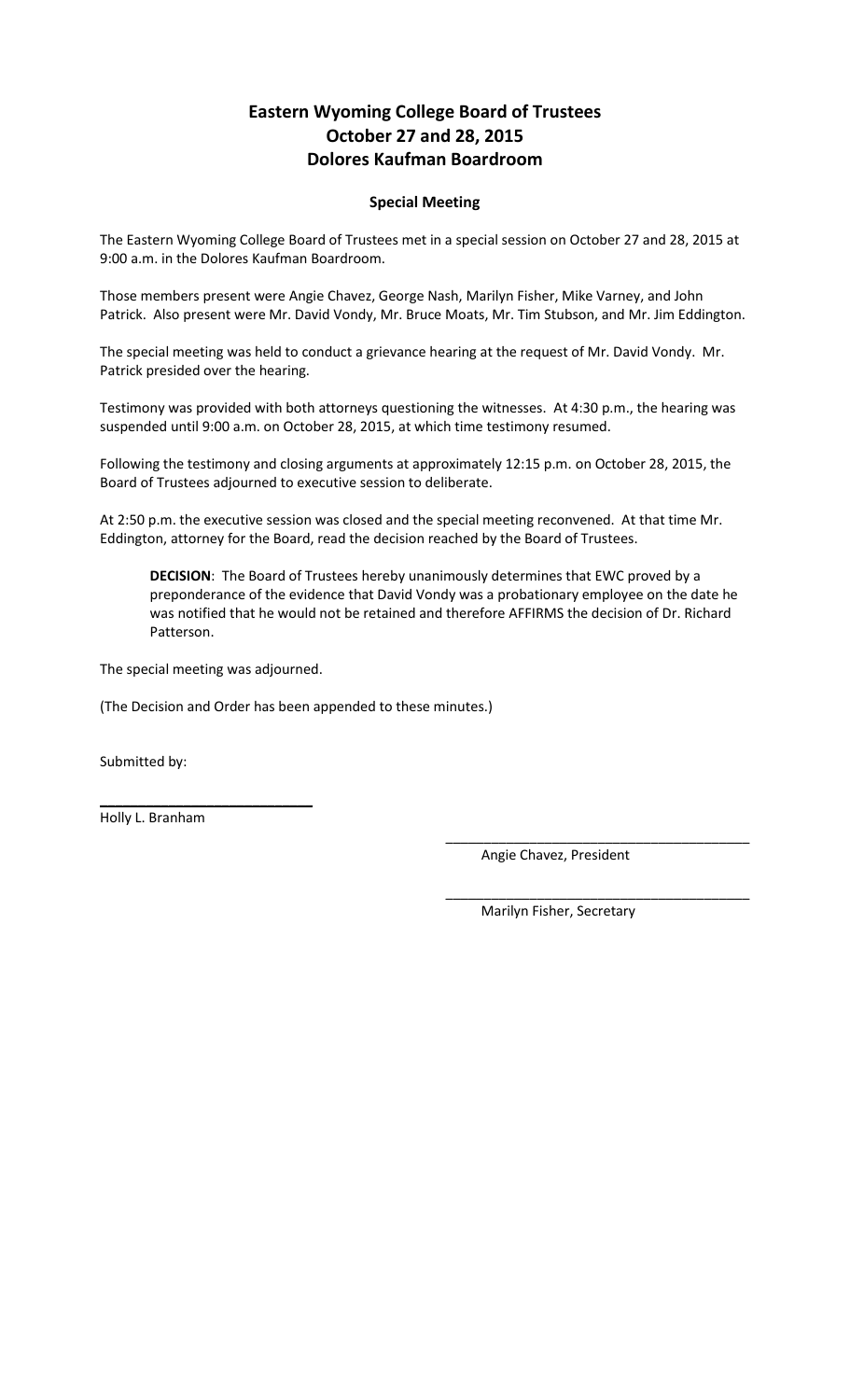# Eastern Wyoming College Board of Trustees
# October 27 and 28, 2015
# Dolores Kaufman Boardroom

### Special Meeting

The Eastern Wyoming College Board of Trustees met in a special session on October 27 and 28, 2015 at 9:00 a.m. in the Dolores Kaufman Boardroom.

Those members present were Angie Chavez, George Nash, Marilyn Fisher, Mike Varney, and John Patrick. Also present were Mr. David Vondy, Mr. Bruce Moats, Mr. Tim Stubson, and Mr. Jim Eddington.

The special meeting was held to conduct a grievance hearing at the request of Mr. David Vondy. Mr. Patrick presided over the hearing.

Testimony was provided with both attorneys questioning the witnesses. At 4:30 p.m., the hearing was suspended until 9:00 a.m. on October 28, 2015, at which time testimony resumed.

Following the testimony and closing arguments at approximately 12:15 p.m. on October 28, 2015, the Board of Trustees adjourned to executive session to deliberate.

At 2:50 p.m. the executive session was closed and the special meeting reconvened. At that time Mr. Eddington, attorney for the Board, read the decision reached by the Board of Trustees.

> **DECISION**: The Board of Trustees hereby unanimously determines that EWC proved by a preponderance of the evidence that David Vondy was a probationary employee on the date he was notified that he would not be retained and therefore AFFIRMS the decision of Dr. Richard Patterson.

The special meeting was adjourned.

(The Decision and Order has been appended to these minutes.)

Submitted by:

\_\_\_\_\_\_\_\_\_\_\_\_\_\_\_\_\_\_\_\_\_\_\_\_\_\_\_\_
Holly L. Branham

\_\_\_\_\_\_\_\_\_\_\_\_\_\_\_\_\_\_\_\_\_\_\_\_\_\_\_\_\_\_\_\_\_\_\_\_\_\_\_\_
Angie Chavez, President

\_\_\_\_\_\_\_\_\_\_\_\_\_\_\_\_\_\_\_\_\_\_\_\_\_\_\_\_\_\_\_\_\_\_\_\_\_\_\_\_
Marilyn Fisher, Secretary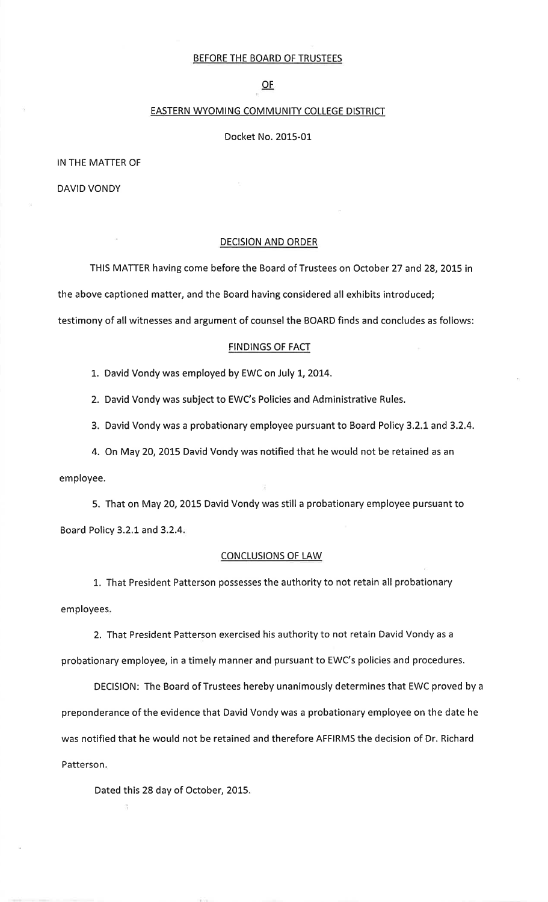BEFORE THE BOARD OF TRUSTEES

OF

EASTERN WYOMING COMMUNITY COLLEGE DISTRICT

Docket No. 2015-01

IN THE MATTER OF

DAVID VONDY

DECISION AND ORDER

THIS MATTER having come before the Board of Trustees on October 27 and 28, 2015 in the above captioned matter, and the Board having considered all exhibits introduced; testimony of all witnesses and argument of counsel the BOARD finds and concludes as follows:

FINDINGS OF FACT

1. David Vondy was employed by EWC on July 1, 2014.
2. David Vondy was subject to EWC's Policies and Administrative Rules.
3. David Vondy was a probationary employee pursuant to Board Policy 3.2.1 and 3.2.4.
4. On May 20, 2015 David Vondy was notified that he would not be retained as an employee.
5. That on May 20, 2015 David Vondy was still a probationary employee pursuant to Board Policy 3.2.1 and 3.2.4.

CONCLUSIONS OF LAW

1. That President Patterson possesses the authority to not retain all probationary employees.
2. That President Patterson exercised his authority to not retain David Vondy as a probationary employee, in a timely manner and pursuant to EWC's policies and procedures.

DECISION: The Board of Trustees hereby unanimously determines that EWC proved by a preponderance of the evidence that David Vondy was a probationary employee on the date he was notified that he would not be retained and therefore AFFIRMS the decision of Dr. Richard Patterson.

Dated this 28 day of October, 2015.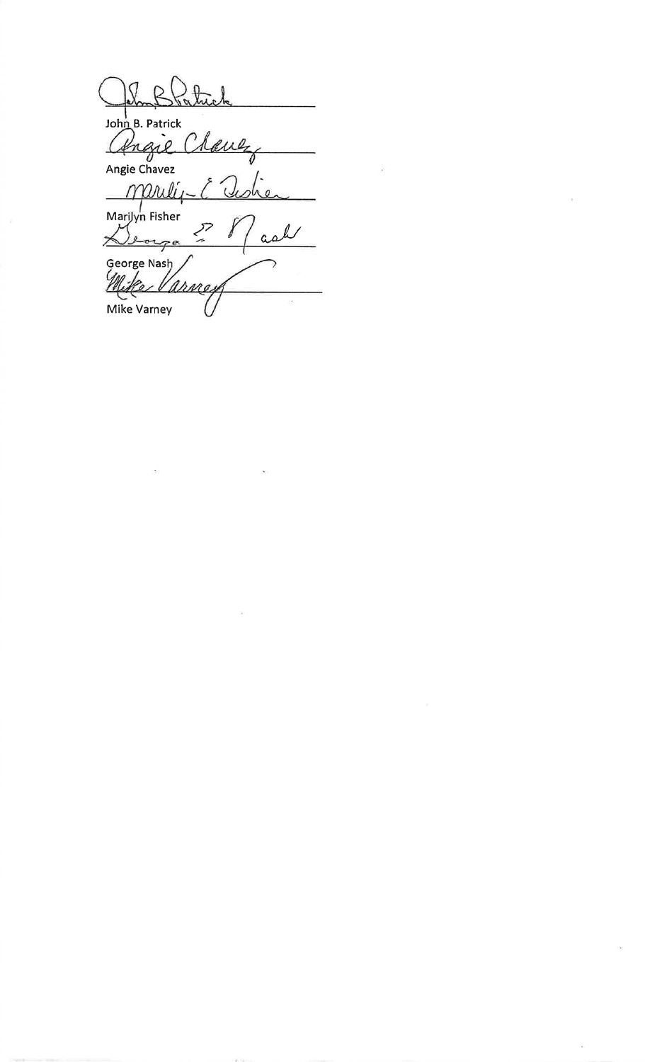John B. Patrick

Angie Chavez

Marilyn Fisher

George Nash

Mike Varney